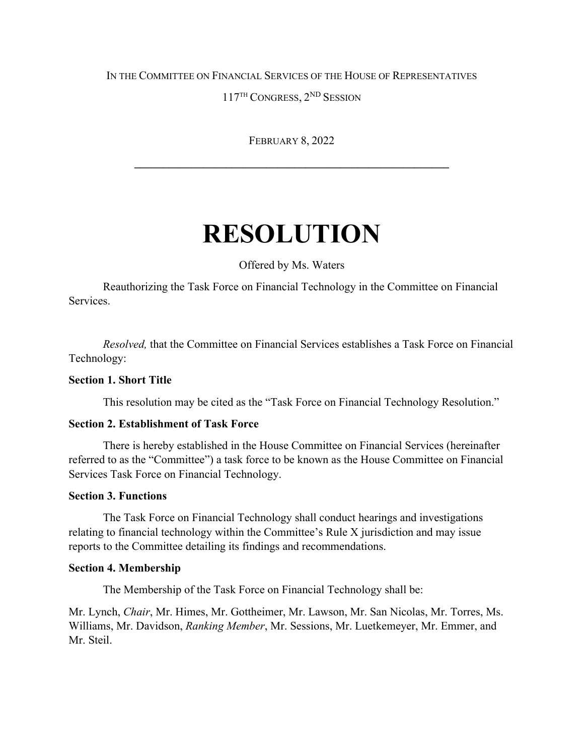IN THE COMMITTEE ON FINANCIAL SERVICES OF THE HOUSE OF REPRESENTATIVES

117TH CONGRESS, 2ND SESSION

FEBRUARY 8, 2022

---

# RESOLUTION

Offered by Ms. Waters

Reauthorizing the Task Force on Financial Technology in the Committee on Financial Services.

*Resolved,* that the Committee on Financial Services establishes a Task Force on Financial Technology:

**Section 1. Short Title**

This resolution may be cited as the "Task Force on Financial Technology Resolution."

**Section 2. Establishment of Task Force**

There is hereby established in the House Committee on Financial Services (hereinafter referred to as the "Committee") a task force to be known as the House Committee on Financial Services Task Force on Financial Technology.

**Section 3. Functions**

The Task Force on Financial Technology shall conduct hearings and investigations relating to financial technology within the Committee's Rule X jurisdiction and may issue reports to the Committee detailing its findings and recommendations.

**Section 4. Membership**

The Membership of the Task Force on Financial Technology shall be:

Mr. Lynch, *Chair*, Mr. Himes, Mr. Gottheimer, Mr. Lawson, Mr. San Nicolas, Mr. Torres, Ms. Williams, Mr. Davidson, *Ranking Member*, Mr. Sessions, Mr. Luetkemeyer, Mr. Emmer, and Mr. Steil.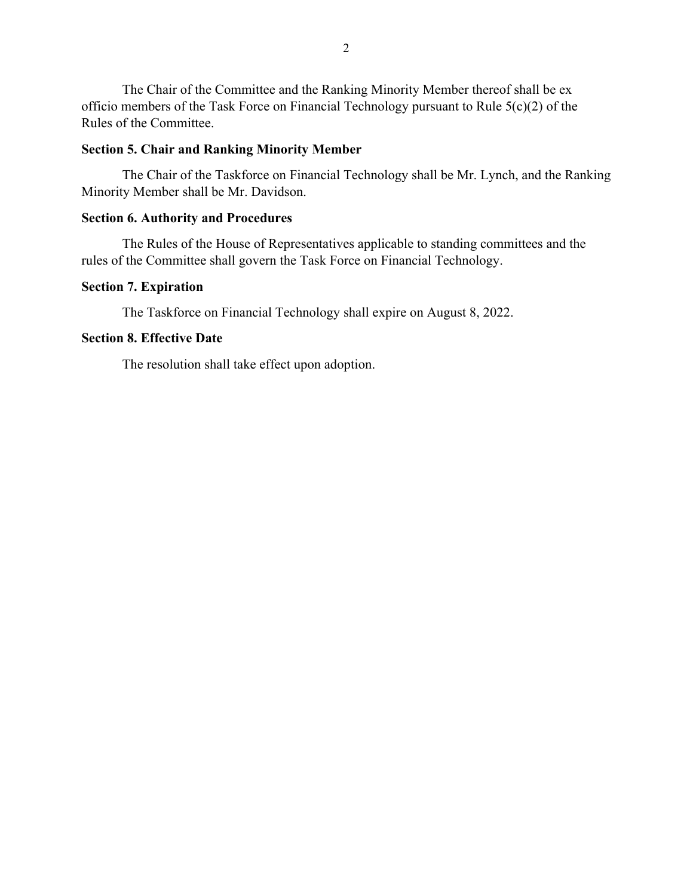The Chair of the Committee and the Ranking Minority Member thereof shall be ex officio members of the Task Force on Financial Technology pursuant to Rule 5(c)(2) of the Rules of the Committee.

**Section 5. Chair and Ranking Minority Member**

The Chair of the Taskforce on Financial Technology shall be Mr. Lynch, and the Ranking Minority Member shall be Mr. Davidson.

**Section 6. Authority and Procedures**

The Rules of the House of Representatives applicable to standing committees and the rules of the Committee shall govern the Task Force on Financial Technology.

**Section 7. Expiration**

The Taskforce on Financial Technology shall expire on August 8, 2022.

**Section 8. Effective Date**

The resolution shall take effect upon adoption.